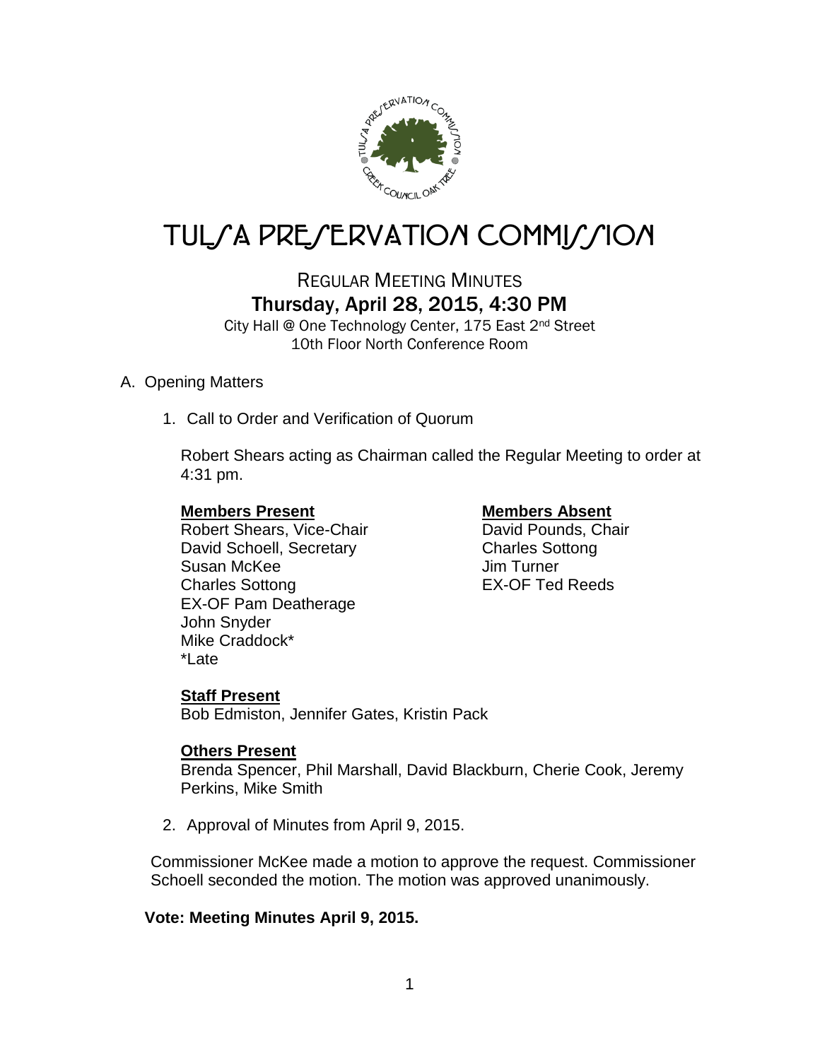# TULSA PRESERVATION COMMISSION

## REGULAR MEETING MINUTES

### Thursday, April 28, 2015, 4:30 PM

City Hall @ One Technology Center, 175 East 2nd Street
10th Floor North Conference Room

A. Opening Matters

1. Call to Order and Verification of Quorum

   Robert Shears acting as Chairman called the Regular Meeting to order at 4:31 pm.

   **Members Present**
   Robert Shears, Vice-Chair
   David Schoell, Secretary
   Susan McKee
   Charles Sottong
   EX-OF Pam Deatherage
   John Snyder
   Mike Craddock*
   *Late

   **Members Absent**
   David Pounds, Chair
   Charles Sottong
   Jim Turner
   EX-OF Ted Reeds

   **Staff Present**
   Bob Edmiston, Jennifer Gates, Kristin Pack

   **Others Present**
   Brenda Spencer, Phil Marshall, David Blackburn, Cherie Cook, Jeremy Perkins, Mike Smith

2. Approval of Minutes from April 9, 2015.

Commissioner McKee made a motion to approve the request. Commissioner Schoell seconded the motion. The motion was approved unanimously.

**Vote: Meeting Minutes April 9, 2015.**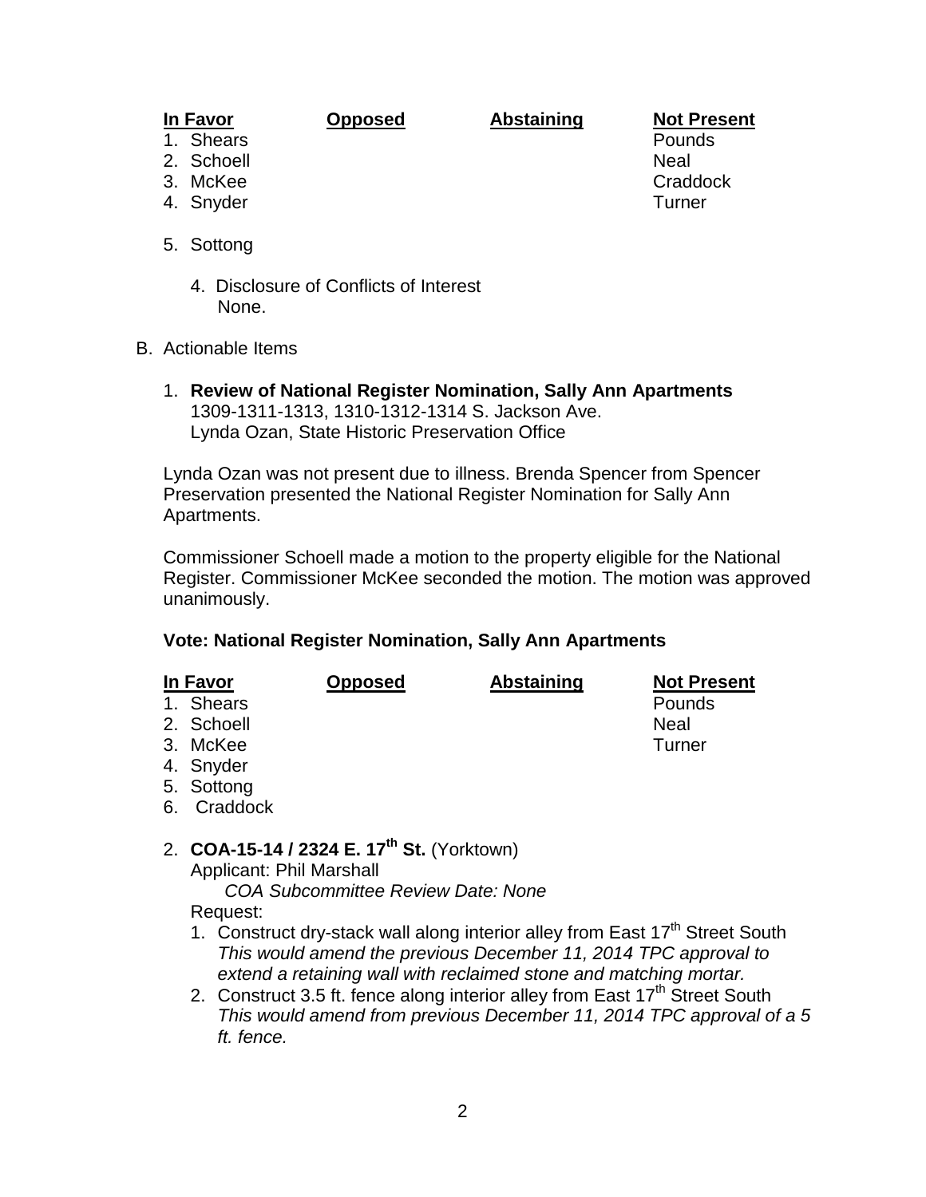| In Favor | Opposed | Abstaining | Not Present |
|---|---|---|---|
| 1. Shears | | | Pounds |
| 2. Schoell | | | Neal |
| 3. McKee | | | Craddock |
| 4. Snyder | | | Turner |
| 5. Sottong | | | |

4. Disclosure of Conflicts of Interest
   None.

B. Actionable Items

1. **Review of National Register Nomination, Sally Ann Apartments**
   1309-1311-1313, 1310-1312-1314 S. Jackson Ave.
   Lynda Ozan, State Historic Preservation Office

Lynda Ozan was not present due to illness. Brenda Spencer from Spencer Preservation presented the National Register Nomination for Sally Ann Apartments.

Commissioner Schoell made a motion to the property eligible for the National Register. Commissioner McKee seconded the motion. The motion was approved unanimously.

**Vote: National Register Nomination, Sally Ann Apartments**

| In Favor | Opposed | Abstaining | Not Present |
|---|---|---|---|
| 1. Shears | | | Pounds |
| 2. Schoell | | | Neal |
| 3. McKee | | | Turner |
| 4. Snyder | | | |
| 5. Sottong | | | |
| 6. Craddock | | | |

2. **COA-15-14 / 2324 E. 17th St.** (Yorktown)
   Applicant: Phil Marshall
   *COA Subcommittee Review Date: None*
   Request:
   1. Construct dry-stack wall along interior alley from East 17th Street South
      *This would amend the previous December 11, 2014 TPC approval to extend a retaining wall with reclaimed stone and matching mortar.*
   2. Construct 3.5 ft. fence along interior alley from East 17th Street South
      *This would amend from previous December 11, 2014 TPC approval of a 5 ft. fence.*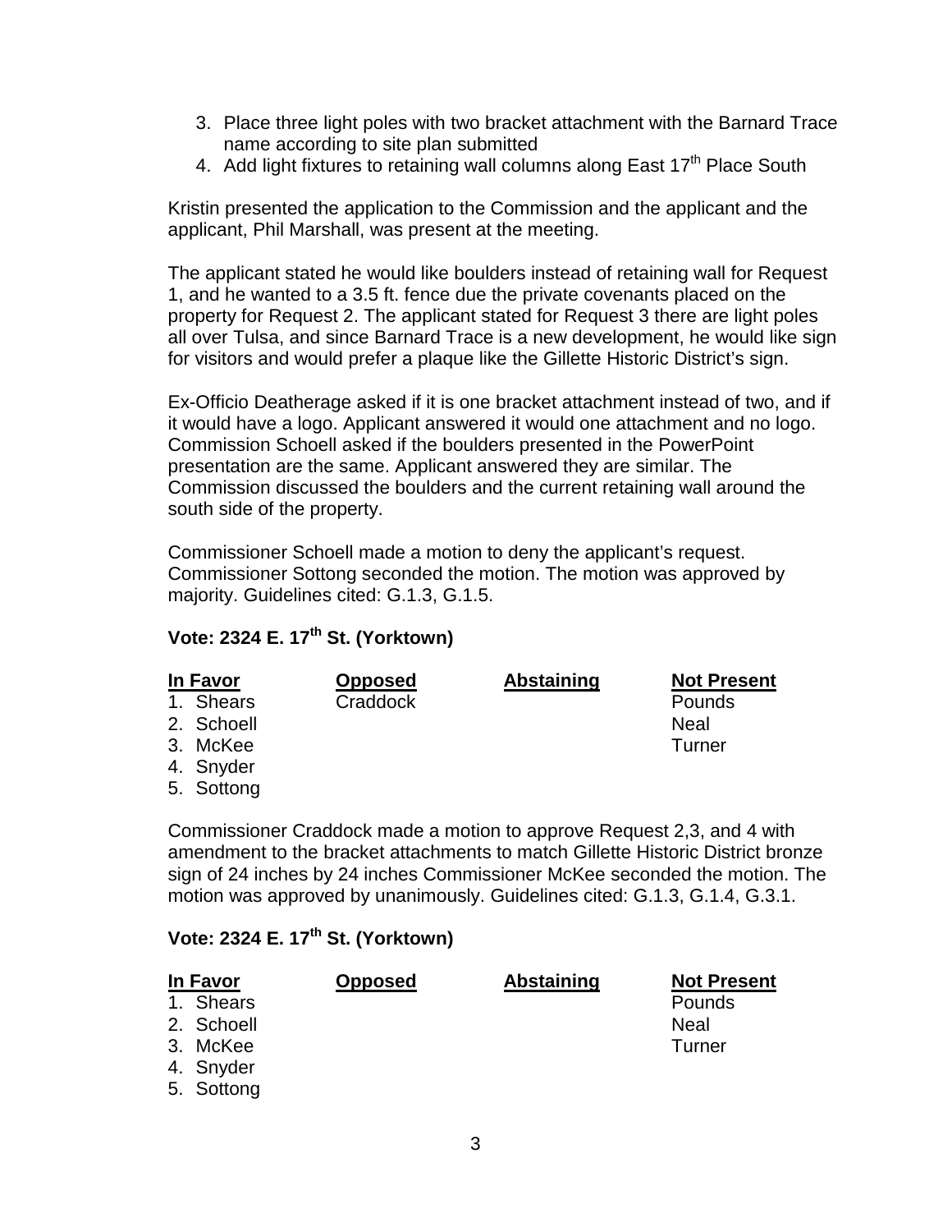3. Place three light poles with two bracket attachment with the Barnard Trace name according to site plan submitted
4. Add light fixtures to retaining wall columns along East 17th Place South

Kristin presented the application to the Commission and the applicant and the applicant, Phil Marshall, was present at the meeting.

The applicant stated he would like boulders instead of retaining wall for Request 1, and he wanted to a 3.5 ft. fence due the private covenants placed on the property for Request 2. The applicant stated for Request 3 there are light poles all over Tulsa, and since Barnard Trace is a new development, he would like sign for visitors and would prefer a plaque like the Gillette Historic District's sign.

Ex-Officio Deatherage asked if it is one bracket attachment instead of two, and if it would have a logo. Applicant answered it would one attachment and no logo. Commission Schoell asked if the boulders presented in the PowerPoint presentation are the same. Applicant answered they are similar. The Commission discussed the boulders and the current retaining wall around the south side of the property.

Commissioner Schoell made a motion to deny the applicant's request. Commissioner Sottong seconded the motion. The motion was approved by majority. Guidelines cited: G.1.3, G.1.5.

**Vote: 2324 E. 17th St. (Yorktown)**

| In Favor | Opposed | Abstaining | Not Present |
|---|---|---|---|
| 1. Shears | Craddock | | Pounds |
| 2. Schoell | | | Neal |
| 3. McKee | | | Turner |
| 4. Snyder | | | |
| 5. Sottong | | | |

Commissioner Craddock made a motion to approve Request 2,3, and 4 with amendment to the bracket attachments to match Gillette Historic District bronze sign of 24 inches by 24 inches Commissioner McKee seconded the motion. The motion was approved by unanimously. Guidelines cited: G.1.3, G.1.4, G.3.1.

**Vote: 2324 E. 17th St. (Yorktown)**

| In Favor | Opposed | Abstaining | Not Present |
|---|---|---|---|
| 1. Shears | | | Pounds |
| 2. Schoell | | | Neal |
| 3. McKee | | | Turner |
| 4. Snyder | | | |
| 5. Sottong | | | |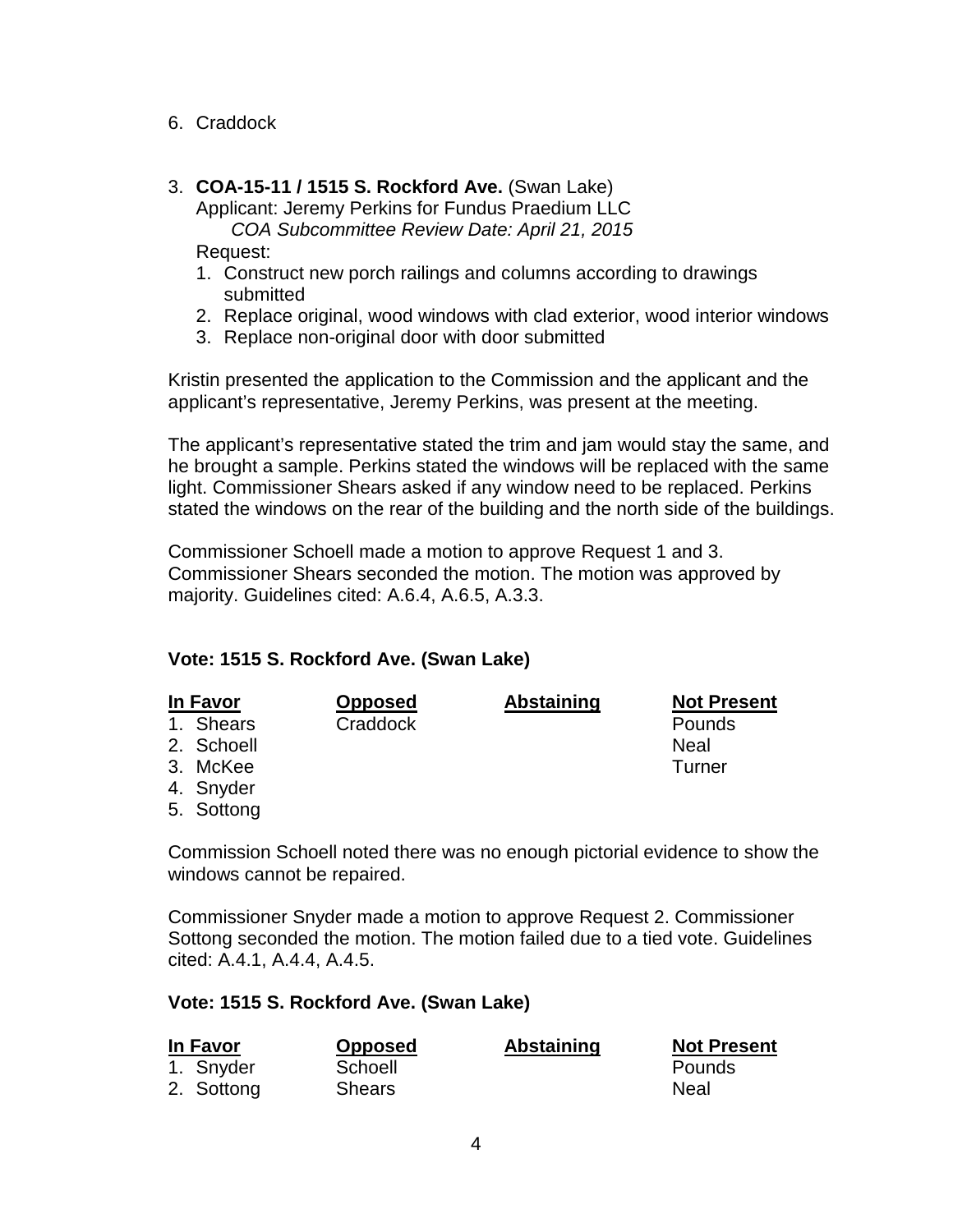6. Craddock

3. **COA-15-11 / 1515 S. Rockford Ave.** (Swan Lake)
   Applicant: Jeremy Perkins for Fundus Praedium LLC
   *COA Subcommittee Review Date: April 21, 2015*
   Request:
   1. Construct new porch railings and columns according to drawings submitted
   2. Replace original, wood windows with clad exterior, wood interior windows
   3. Replace non-original door with door submitted

Kristin presented the application to the Commission and the applicant and the applicant's representative, Jeremy Perkins, was present at the meeting.

The applicant's representative stated the trim and jam would stay the same, and he brought a sample. Perkins stated the windows will be replaced with the same light. Commissioner Shears asked if any window need to be replaced. Perkins stated the windows on the rear of the building and the north side of the buildings.

Commissioner Schoell made a motion to approve Request 1 and 3. Commissioner Shears seconded the motion. The motion was approved by majority. Guidelines cited: A.6.4, A.6.5, A.3.3.

**Vote: 1515 S. Rockford Ave. (Swan Lake)**

| In Favor | Opposed | Abstaining | Not Present |
|---|---|---|---|
| 1. Shears | Craddock | | Pounds |
| 2. Schoell | | | Neal |
| 3. McKee | | | Turner |
| 4. Snyder | | | |
| 5. Sottong | | | |

Commission Schoell noted there was no enough pictorial evidence to show the windows cannot be repaired.

Commissioner Snyder made a motion to approve Request 2. Commissioner Sottong seconded the motion. The motion failed due to a tied vote. Guidelines cited: A.4.1, A.4.4, A.4.5.

**Vote: 1515 S. Rockford Ave. (Swan Lake)**

| In Favor | Opposed | Abstaining | Not Present |
|---|---|---|---|
| 1. Snyder | Schoell | | Pounds |
| 2. Sottong | Shears | | Neal |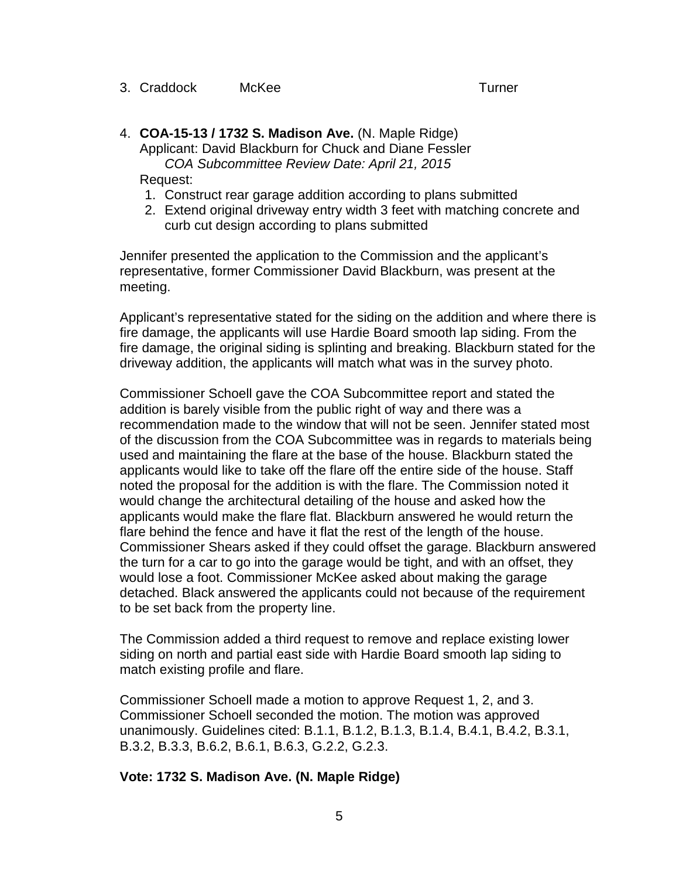3. Craddock McKee Turner

4. **COA-15-13 / 1732 S. Madison Ave.** (N. Maple Ridge)
   Applicant: David Blackburn for Chuck and Diane Fessler
   *COA Subcommittee Review Date: April 21, 2015*
   Request:
   1. Construct rear garage addition according to plans submitted
   2. Extend original driveway entry width 3 feet with matching concrete and curb cut design according to plans submitted

Jennifer presented the application to the Commission and the applicant's representative, former Commissioner David Blackburn, was present at the meeting.

Applicant's representative stated for the siding on the addition and where there is fire damage, the applicants will use Hardie Board smooth lap siding. From the fire damage, the original siding is splinting and breaking. Blackburn stated for the driveway addition, the applicants will match what was in the survey photo.

Commissioner Schoell gave the COA Subcommittee report and stated the addition is barely visible from the public right of way and there was a recommendation made to the window that will not be seen. Jennifer stated most of the discussion from the COA Subcommittee was in regards to materials being used and maintaining the flare at the base of the house. Blackburn stated the applicants would like to take off the flare off the entire side of the house. Staff noted the proposal for the addition is with the flare. The Commission noted it would change the architectural detailing of the house and asked how the applicants would make the flare flat. Blackburn answered he would return the flare behind the fence and have it flat the rest of the length of the house. Commissioner Shears asked if they could offset the garage. Blackburn answered the turn for a car to go into the garage would be tight, and with an offset, they would lose a foot. Commissioner McKee asked about making the garage detached. Black answered the applicants could not because of the requirement to be set back from the property line.

The Commission added a third request to remove and replace existing lower siding on north and partial east side with Hardie Board smooth lap siding to match existing profile and flare.

Commissioner Schoell made a motion to approve Request 1, 2, and 3. Commissioner Schoell seconded the motion. The motion was approved unanimously. Guidelines cited: B.1.1, B.1.2, B.1.3, B.1.4, B.4.1, B.4.2, B.3.1, B.3.2, B.3.3, B.6.2, B.6.1, B.6.3, G.2.2, G.2.3.

**Vote: 1732 S. Madison Ave. (N. Maple Ridge)**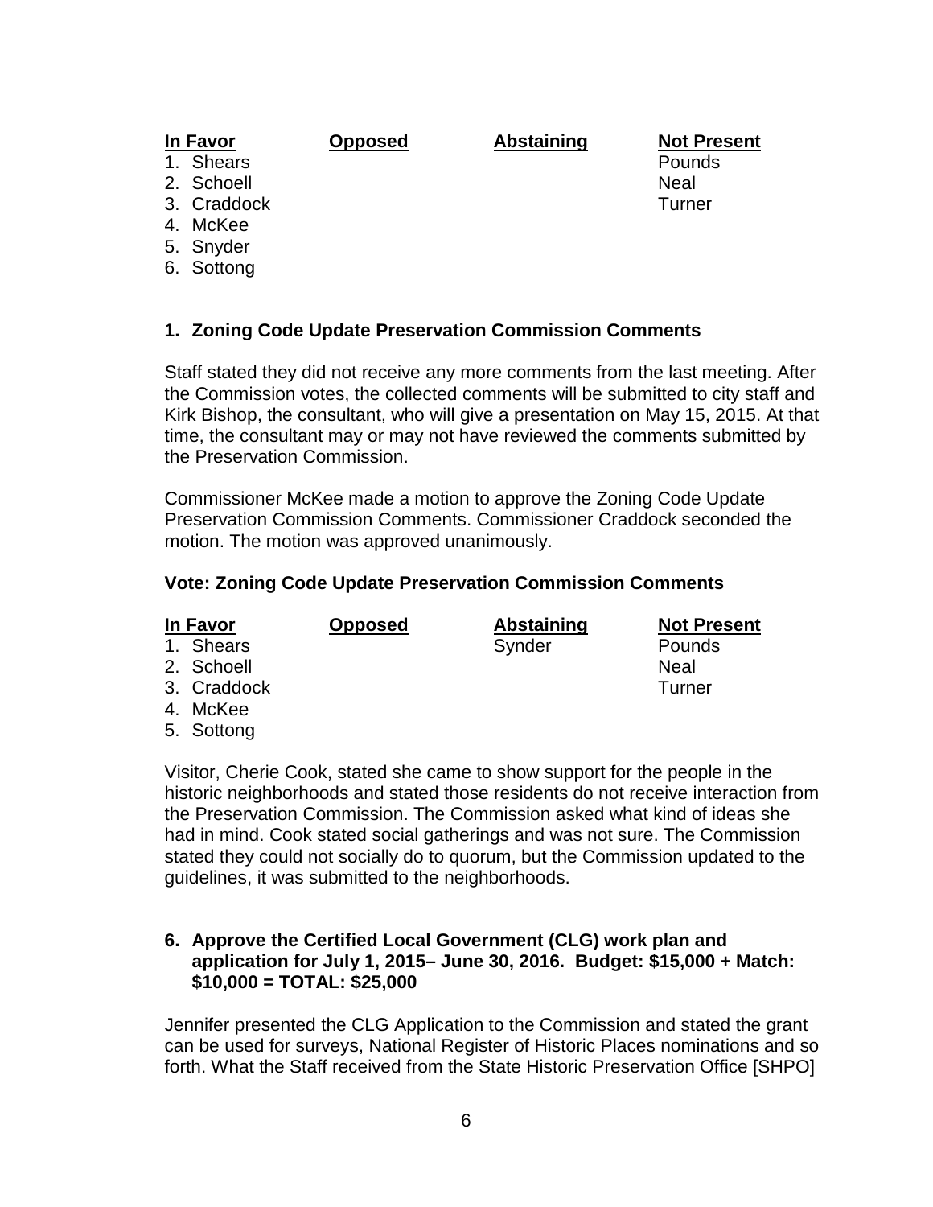| In Favor | Opposed | Abstaining | Not Present |
|---|---|---|---|
| 1. Shears | | | Pounds |
| 2. Schoell | | | Neal |
| 3. Craddock | | | Turner |
| 4. McKee | | | |
| 5. Snyder | | | |
| 6. Sottong | | | |

**1. Zoning Code Update Preservation Commission Comments**

Staff stated they did not receive any more comments from the last meeting. After the Commission votes, the collected comments will be submitted to city staff and Kirk Bishop, the consultant, who will give a presentation on May 15, 2015. At that time, the consultant may or may not have reviewed the comments submitted by the Preservation Commission.

Commissioner McKee made a motion to approve the Zoning Code Update Preservation Commission Comments. Commissioner Craddock seconded the motion. The motion was approved unanimously.

**Vote: Zoning Code Update Preservation Commission Comments**

| In Favor | Opposed | Abstaining | Not Present |
|---|---|---|---|
| 1. Shears | | Synder | Pounds |
| 2. Schoell | | | Neal |
| 3. Craddock | | | Turner |
| 4. McKee | | | |
| 5. Sottong | | | |

Visitor, Cherie Cook, stated she came to show support for the people in the historic neighborhoods and stated those residents do not receive interaction from the Preservation Commission. The Commission asked what kind of ideas she had in mind. Cook stated social gatherings and was not sure. The Commission stated they could not socially do to quorum, but the Commission updated to the guidelines, it was submitted to the neighborhoods.

**6. Approve the Certified Local Government (CLG) work plan and application for July 1, 2015– June 30, 2016. Budget: $15,000 + Match: $10,000 = TOTAL: $25,000**

Jennifer presented the CLG Application to the Commission and stated the grant can be used for surveys, National Register of Historic Places nominations and so forth. What the Staff received from the State Historic Preservation Office [SHPO]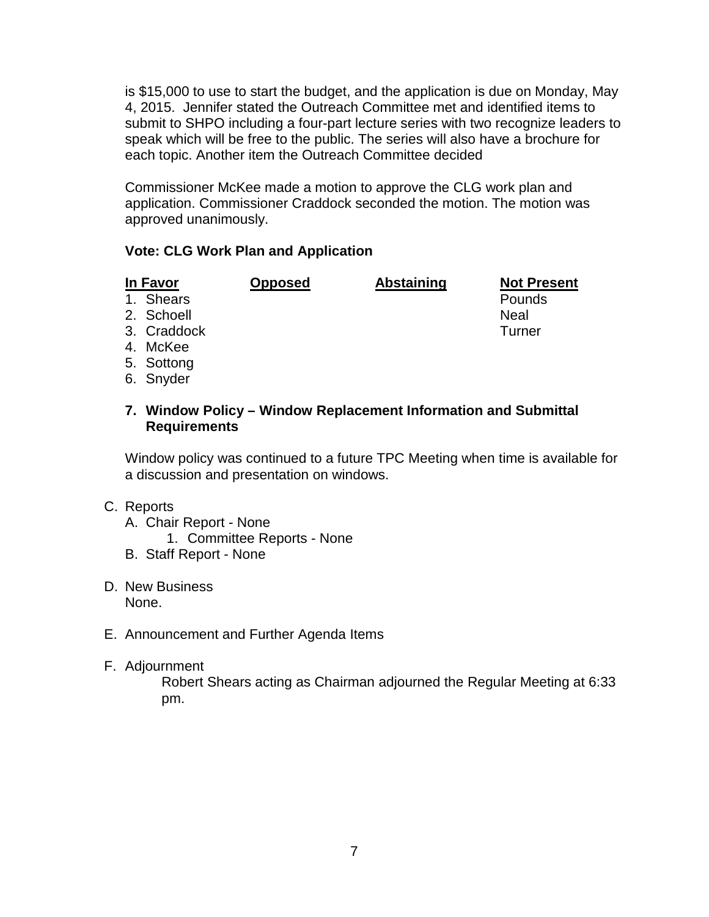is $15,000 to use to start the budget, and the application is due on Monday, May 4, 2015. Jennifer stated the Outreach Committee met and identified items to submit to SHPO including a four-part lecture series with two recognize leaders to speak which will be free to the public. The series will also have a brochure for each topic. Another item the Outreach Committee decided

Commissioner McKee made a motion to approve the CLG work plan and application. Commissioner Craddock seconded the motion. The motion was approved unanimously.

**Vote: CLG Work Plan and Application**

| In Favor | Opposed | Abstaining | Not Present |
|---|---|---|---|
| 1. Shears | | | Pounds |
| 2. Schoell | | | Neal |
| 3. Craddock | | | Turner |
| 4. McKee | | | |
| 5. Sottong | | | |
| 6. Snyder | | | |

**7. Window Policy – Window Replacement Information and Submittal Requirements**

Window policy was continued to a future TPC Meeting when time is available for a discussion and presentation on windows.

C. Reports
   A. Chair Report - None
      1. Committee Reports - None
   B. Staff Report - None

D. New Business
   None.

E. Announcement and Further Agenda Items

F. Adjournment
   Robert Shears acting as Chairman adjourned the Regular Meeting at 6:33 pm.